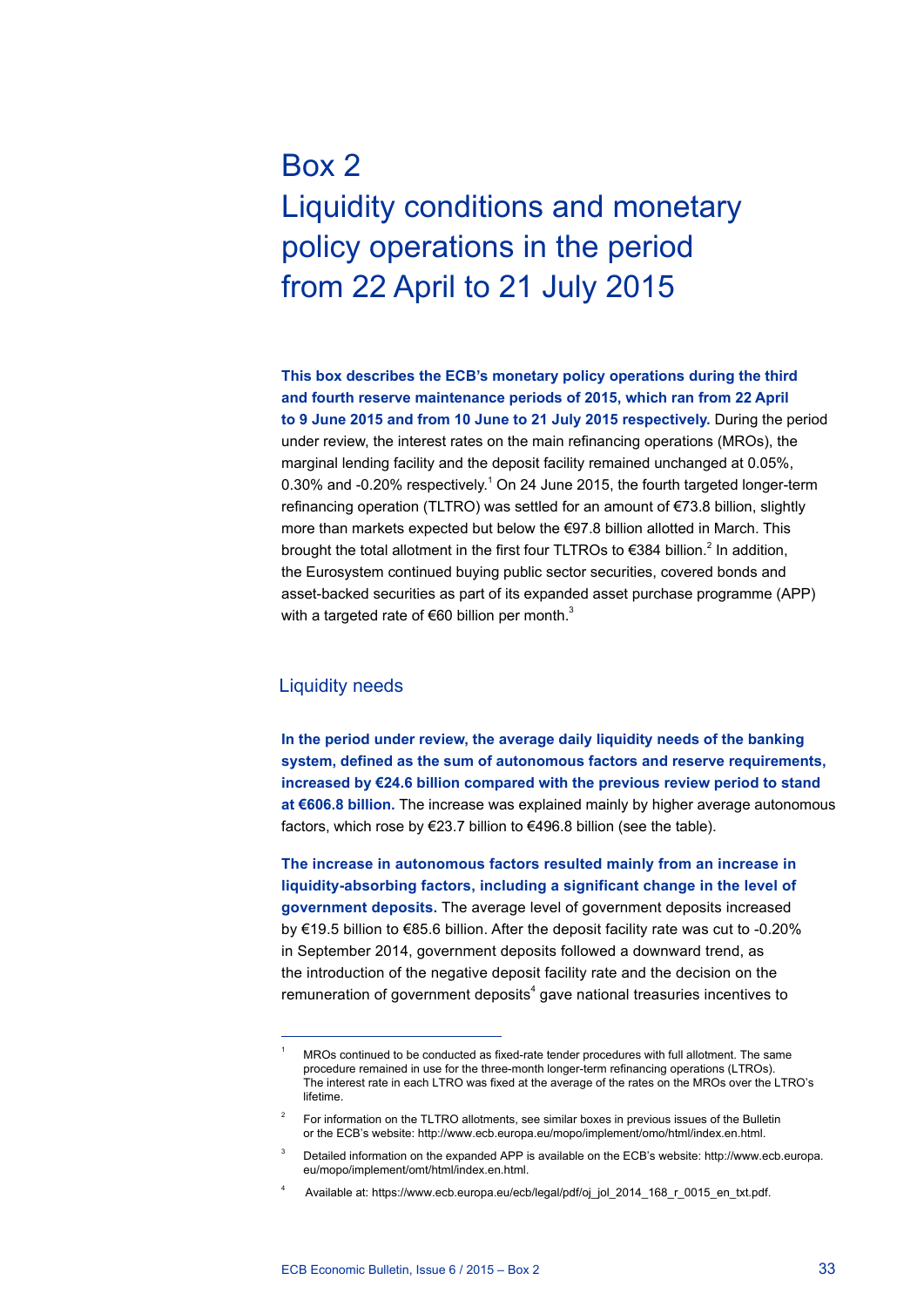# Box 2
# Liquidity conditions and monetary policy operations in the period from 22 April to 21 July 2015

**This box describes the ECB's monetary policy operations during the third and fourth reserve maintenance periods of 2015, which ran from 22 April to 9 June 2015 and from 10 June to 21 July 2015 respectively.** During the period under review, the interest rates on the main refinancing operations (MROs), the marginal lending facility and the deposit facility remained unchanged at 0.05%, 0.30% and -0.20% respectively.[1] On 24 June 2015, the fourth targeted longer-term refinancing operation (TLTRO) was settled for an amount of €73.8 billion, slightly more than markets expected but below the €97.8 billion allotted in March. This brought the total allotment in the first four TLTROs to €384 billion.[2] In addition, the Eurosystem continued buying public sector securities, covered bonds and asset-backed securities as part of its expanded asset purchase programme (APP) with a targeted rate of €60 billion per month.[3]

## Liquidity needs

**In the period under review, the average daily liquidity needs of the banking system, defined as the sum of autonomous factors and reserve requirements, increased by €24.6 billion compared with the previous review period to stand at €606.8 billion.** The increase was explained mainly by higher average autonomous factors, which rose by €23.7 billion to €496.8 billion (see the table).

**The increase in autonomous factors resulted mainly from an increase in liquidity-absorbing factors, including a significant change in the level of government deposits.** The average level of government deposits increased by €19.5 billion to €85.6 billion. After the deposit facility rate was cut to -0.20% in September 2014, government deposits followed a downward trend, as the introduction of the negative deposit facility rate and the decision on the remuneration of government deposits[4] gave national treasuries incentives to

---

1. MROs continued to be conducted as fixed-rate tender procedures with full allotment. The same procedure remained in use for the three-month longer-term refinancing operations (LTROs). The interest rate in each LTRO was fixed at the average of the rates on the MROs over the LTRO's lifetime.
2. For information on the TLTRO allotments, see similar boxes in previous issues of the Bulletin or the ECB's website: http://www.ecb.europa.eu/mopo/implement/omo/html/index.en.html.
3. Detailed information on the expanded APP is available on the ECB's website: http://www.ecb.europa.eu/mopo/implement/omt/html/index.en.html.
4. Available at: https://www.ecb.europa.eu/ecb/legal/pdf/oj_jol_2014_168_r_0015_en_txt.pdf.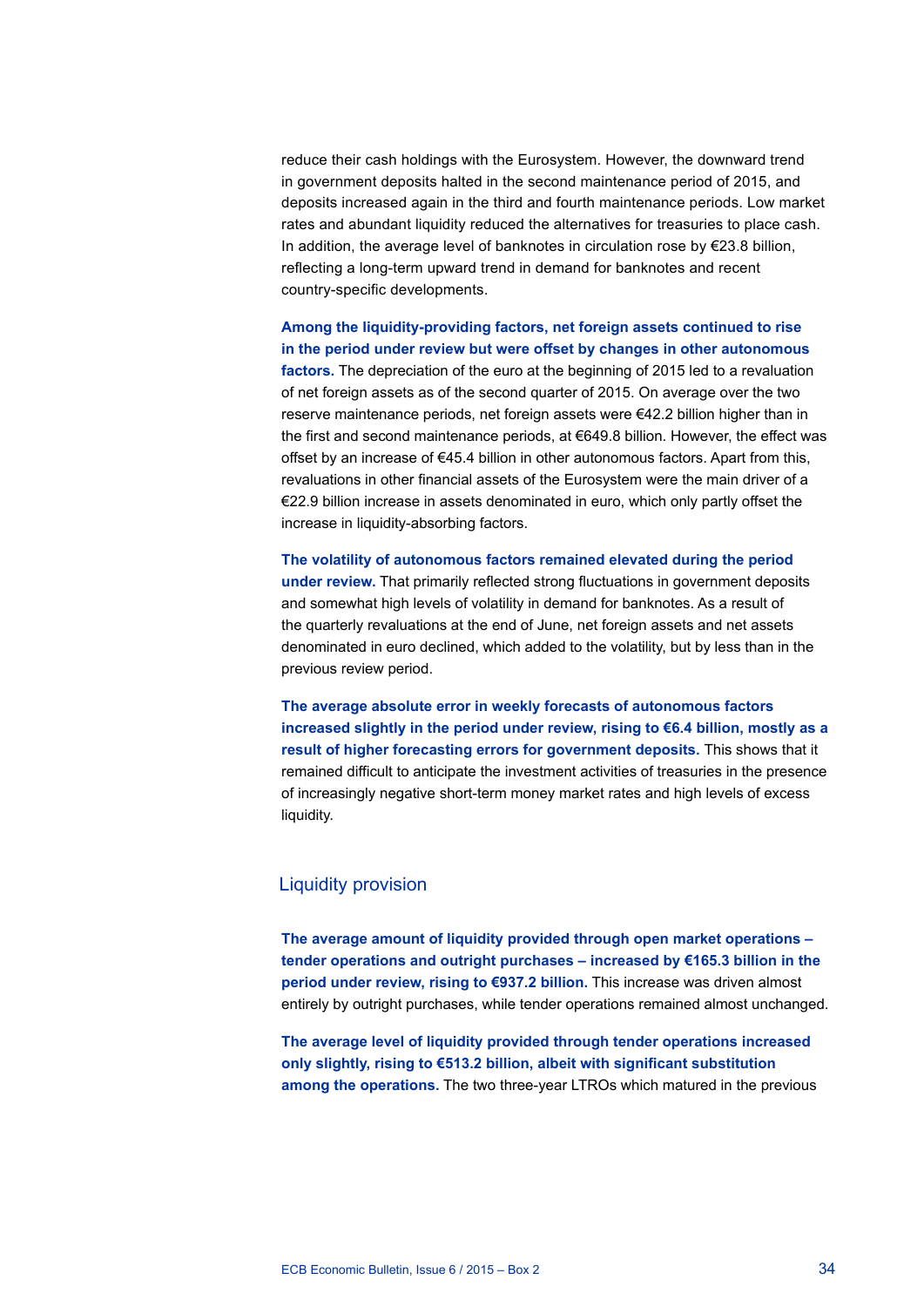reduce their cash holdings with the Eurosystem. However, the downward trend in government deposits halted in the second maintenance period of 2015, and deposits increased again in the third and fourth maintenance periods. Low market rates and abundant liquidity reduced the alternatives for treasuries to place cash. In addition, the average level of banknotes in circulation rose by €23.8 billion, reflecting a long-term upward trend in demand for banknotes and recent country-specific developments.

**Among the liquidity-providing factors, net foreign assets continued to rise in the period under review but were offset by changes in other autonomous factors.** The depreciation of the euro at the beginning of 2015 led to a revaluation of net foreign assets as of the second quarter of 2015. On average over the two reserve maintenance periods, net foreign assets were €42.2 billion higher than in the first and second maintenance periods, at €649.8 billion. However, the effect was offset by an increase of €45.4 billion in other autonomous factors. Apart from this, revaluations in other financial assets of the Eurosystem were the main driver of a €22.9 billion increase in assets denominated in euro, which only partly offset the increase in liquidity-absorbing factors.

**The volatility of autonomous factors remained elevated during the period under review.** That primarily reflected strong fluctuations in government deposits and somewhat high levels of volatility in demand for banknotes. As a result of the quarterly revaluations at the end of June, net foreign assets and net assets denominated in euro declined, which added to the volatility, but by less than in the previous review period.

**The average absolute error in weekly forecasts of autonomous factors increased slightly in the period under review, rising to €6.4 billion, mostly as a result of higher forecasting errors for government deposits.** This shows that it remained difficult to anticipate the investment activities of treasuries in the presence of increasingly negative short-term money market rates and high levels of excess liquidity.

## Liquidity provision

**The average amount of liquidity provided through open market operations – tender operations and outright purchases – increased by €165.3 billion in the period under review, rising to €937.2 billion.** This increase was driven almost entirely by outright purchases, while tender operations remained almost unchanged.

**The average level of liquidity provided through tender operations increased only slightly, rising to €513.2 billion, albeit with significant substitution among the operations.** The two three-year LTROs which matured in the previous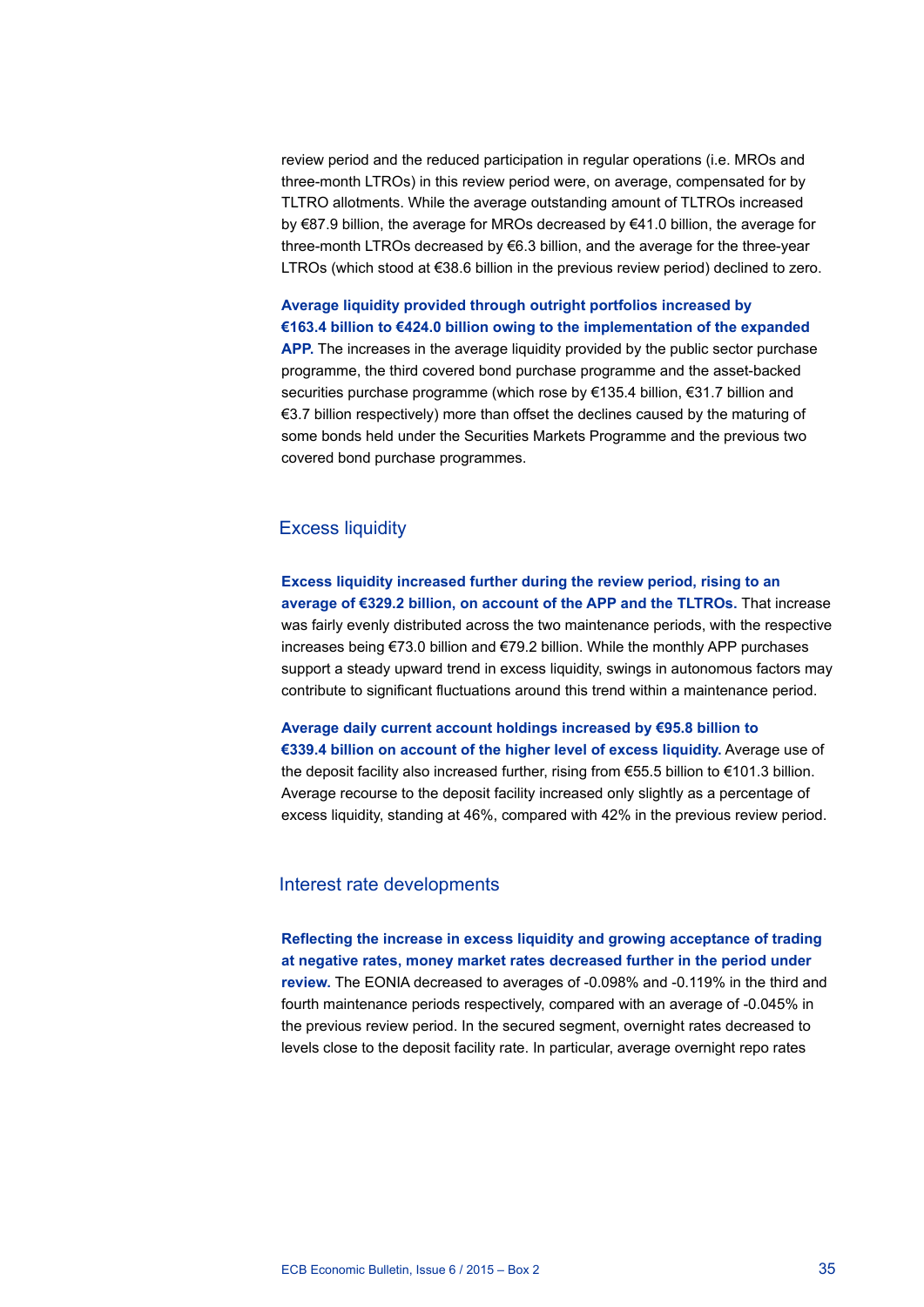review period and the reduced participation in regular operations (i.e. MROs and three-month LTROs) in this review period were, on average, compensated for by TLTRO allotments. While the average outstanding amount of TLTROs increased by €87.9 billion, the average for MROs decreased by €41.0 billion, the average for three-month LTROs decreased by €6.3 billion, and the average for the three-year LTROs (which stood at €38.6 billion in the previous review period) declined to zero.

**Average liquidity provided through outright portfolios increased by €163.4 billion to €424.0 billion owing to the implementation of the expanded APP.** The increases in the average liquidity provided by the public sector purchase programme, the third covered bond purchase programme and the asset-backed securities purchase programme (which rose by €135.4 billion, €31.7 billion and €3.7 billion respectively) more than offset the declines caused by the maturing of some bonds held under the Securities Markets Programme and the previous two covered bond purchase programmes.

## Excess liquidity

**Excess liquidity increased further during the review period, rising to an average of €329.2 billion, on account of the APP and the TLTROs.** That increase was fairly evenly distributed across the two maintenance periods, with the respective increases being €73.0 billion and €79.2 billion. While the monthly APP purchases support a steady upward trend in excess liquidity, swings in autonomous factors may contribute to significant fluctuations around this trend within a maintenance period.

**Average daily current account holdings increased by €95.8 billion to €339.4 billion on account of the higher level of excess liquidity.** Average use of the deposit facility also increased further, rising from €55.5 billion to €101.3 billion. Average recourse to the deposit facility increased only slightly as a percentage of excess liquidity, standing at 46%, compared with 42% in the previous review period.

## Interest rate developments

**Reflecting the increase in excess liquidity and growing acceptance of trading at negative rates, money market rates decreased further in the period under review.** The EONIA decreased to averages of -0.098% and -0.119% in the third and fourth maintenance periods respectively, compared with an average of -0.045% in the previous review period. In the secured segment, overnight rates decreased to levels close to the deposit facility rate. In particular, average overnight repo rates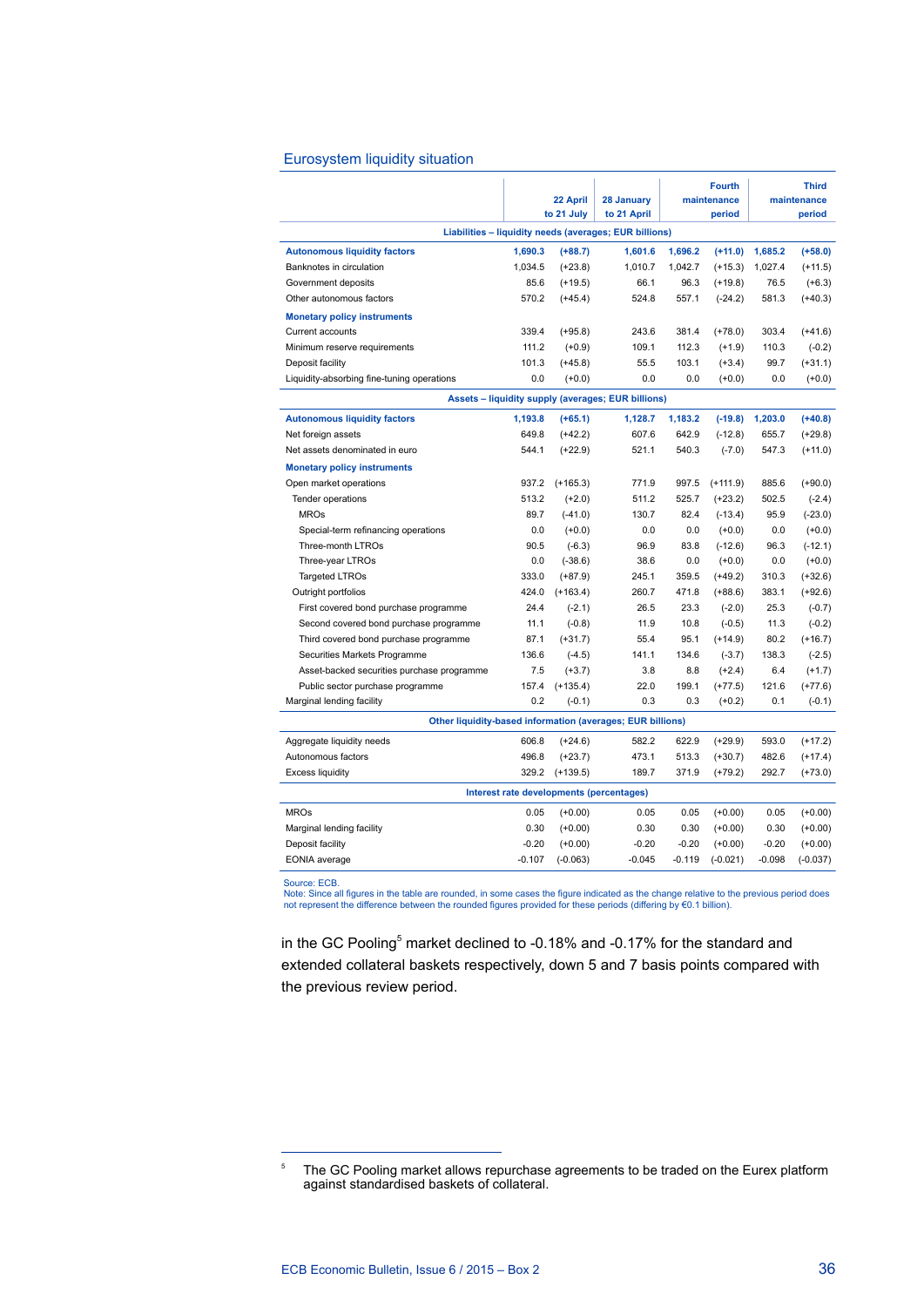## Eurosystem liquidity situation

| | 22 April to 21 July | | 28 January to 21 April | Fourth maintenance period | | Third maintenance period | |
|---|---|---|---|---|---|---|---|
| **Liabilities – liquidity needs (averages; EUR billions)** | | | | | | | |
| **Autonomous liquidity factors** | **1,690.3** | **(+88.7)** | **1,601.6** | **1,696.2** | **(+11.0)** | **1,685.2** | **(+58.0)** |
| Banknotes in circulation | 1,034.5 | (+23.8) | 1,010.7 | 1,042.7 | (+15.3) | 1,027.4 | (+11.5) |
| Government deposits | 85.6 | (+19.5) | 66.1 | 96.3 | (+19.8) | 76.5 | (+6.3) |
| Other autonomous factors | 570.2 | (+45.4) | 524.8 | 557.1 | (-24.2) | 581.3 | (+40.3) |
| **Monetary policy instruments** | | | | | | | |
| Current accounts | 339.4 | (+95.8) | 243.6 | 381.4 | (+78.0) | 303.4 | (+41.6) |
| Minimum reserve requirements | 111.2 | (+0.9) | 109.1 | 112.3 | (+1.9) | 110.3 | (-0.2) |
| Deposit facility | 101.3 | (+45.8) | 55.5 | 103.1 | (+3.4) | 99.7 | (+31.1) |
| Liquidity-absorbing fine-tuning operations | 0.0 | (+0.0) | 0.0 | 0.0 | (+0.0) | 0.0 | (+0.0) |
| **Assets – liquidity supply (averages; EUR billions)** | | | | | | | |
| **Autonomous liquidity factors** | **1,193.8** | **(+65.1)** | **1,128.7** | **1,183.2** | **(-19.8)** | **1,203.0** | **(+40.8)** |
| Net foreign assets | 649.8 | (+42.2) | 607.6 | 642.9 | (-12.8) | 655.7 | (+29.8) |
| Net assets denominated in euro | 544.1 | (+22.9) | 521.1 | 540.3 | (-7.0) | 547.3 | (+11.0) |
| **Monetary policy instruments** | | | | | | | |
| Open market operations | 937.2 | (+165.3) | 771.9 | 997.5 | (+111.9) | 885.6 | (+90.0) |
| Tender operations | 513.2 | (+2.0) | 511.2 | 525.7 | (+23.2) | 502.5 | (-2.4) |
| MROs | 89.7 | (-41.0) | 130.7 | 82.4 | (-13.4) | 95.9 | (-23.0) |
| Special-term refinancing operations | 0.0 | (+0.0) | 0.0 | 0.0 | (+0.0) | 0.0 | (+0.0) |
| Three-month LTROs | 90.5 | (-6.3) | 96.9 | 83.8 | (-12.6) | 96.3 | (-12.1) |
| Three-year LTROs | 0.0 | (-38.6) | 38.6 | 0.0 | (+0.0) | 0.0 | (+0.0) |
| Targeted LTROs | 333.0 | (+87.9) | 245.1 | 359.5 | (+49.2) | 310.3 | (+32.6) |
| Outright portfolios | 424.0 | (+163.4) | 260.7 | 471.8 | (+88.6) | 383.1 | (+92.6) |
| First covered bond purchase programme | 24.4 | (-2.1) | 26.5 | 23.3 | (-2.0) | 25.3 | (-0.7) |
| Second covered bond purchase programme | 11.1 | (-0.8) | 11.9 | 10.8 | (-0.5) | 11.3 | (-0.2) |
| Third covered bond purchase programme | 87.1 | (+31.7) | 55.4 | 95.1 | (+14.9) | 80.2 | (+16.7) |
| Securities Markets Programme | 136.6 | (-4.5) | 141.1 | 134.6 | (-3.7) | 138.3 | (-2.5) |
| Asset-backed securities purchase programme | 7.5 | (+3.7) | 3.8 | 8.8 | (+2.4) | 6.4 | (+1.7) |
| Public sector purchase programme | 157.4 | (+135.4) | 22.0 | 199.1 | (+77.5) | 121.6 | (+77.6) |
| Marginal lending facility | 0.2 | (-0.1) | 0.3 | 0.3 | (+0.2) | 0.1 | (-0.1) |
| **Other liquidity-based information (averages; EUR billions)** | | | | | | | |
| Aggregate liquidity needs | 606.8 | (+24.6) | 582.2 | 622.9 | (+29.9) | 593.0 | (+17.2) |
| Autonomous factors | 496.8 | (+23.7) | 473.1 | 513.3 | (+30.7) | 482.6 | (+17.4) |
| Excess liquidity | 329.2 | (+139.5) | 189.7 | 371.9 | (+79.2) | 292.7 | (+73.0) |
| **Interest rate developments (percentages)** | | | | | | | |
| MROs | 0.05 | (+0.00) | 0.05 | 0.05 | (+0.00) | 0.05 | (+0.00) |
| Marginal lending facility | 0.30 | (+0.00) | 0.30 | 0.30 | (+0.00) | 0.30 | (+0.00) |
| Deposit facility | -0.20 | (+0.00) | -0.20 | -0.20 | (+0.00) | -0.20 | (+0.00) |
| EONIA average | -0.107 | (-0.063) | -0.045 | -0.119 | (-0.021) | -0.098 | (-0.037) |

Source: ECB.
Note: Since all figures in the table are rounded, in some cases the figure indicated as the change relative to the previous period does not represent the difference between the rounded figures provided for these periods (differing by €0.1 billion).

in the GC Pooling[5] market declined to -0.18% and -0.17% for the standard and extended collateral baskets respectively, down 5 and 7 basis points compared with the previous review period.

[5] The GC Pooling market allows repurchase agreements to be traded on the Eurex platform against standardised baskets of collateral.